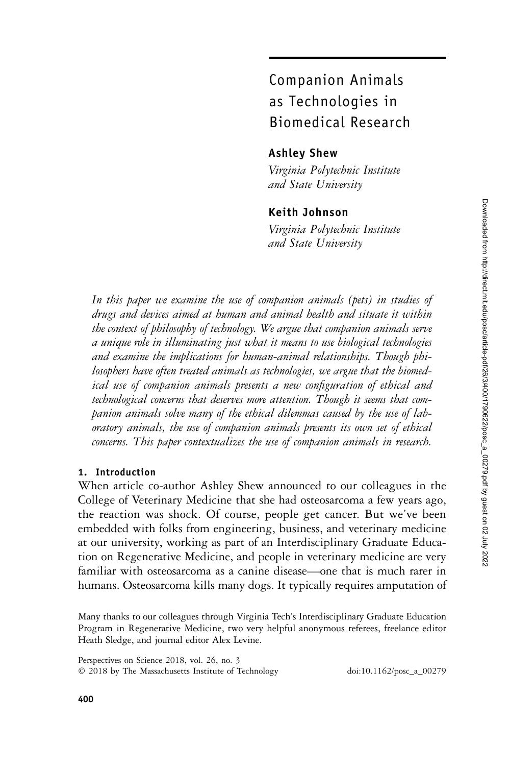# Companion Animals as Technologies in Biomedical Research

**Ashley Shew**
*Virginia Polytechnic Institute and State University*

**Keith Johnson**
*Virginia Polytechnic Institute and State University*

*In this paper we examine the use of companion animals (pets) in studies of drugs and devices aimed at human and animal health and situate it within the context of philosophy of technology. We argue that companion animals serve a unique role in illuminating just what it means to use biological technologies and examine the implications for human-animal relationships. Though philosophers have often treated animals as technologies, we argue that the biomedical use of companion animals presents a new configuration of ethical and technological concerns that deserves more attention. Though it seems that companion animals solve many of the ethical dilemmas caused by the use of laboratory animals, the use of companion animals presents its own set of ethical concerns. This paper contextualizes the use of companion animals in research.*

## 1. Introduction

When article co-author Ashley Shew announced to our colleagues in the College of Veterinary Medicine that she had osteosarcoma a few years ago, the reaction was shock. Of course, people get cancer. But we've been embedded with folks from engineering, business, and veterinary medicine at our university, working as part of an Interdisciplinary Graduate Education on Regenerative Medicine, and people in veterinary medicine are very familiar with osteosarcoma as a canine disease—one that is much rarer in humans. Osteosarcoma kills many dogs. It typically requires amputation of

Many thanks to our colleagues through Virginia Tech's Interdisciplinary Graduate Education Program in Regenerative Medicine, two very helpful anonymous referees, freelance editor Heath Sledge, and journal editor Alex Levine.

Perspectives on Science 2018, vol. 26, no. 3
© 2018 by The Massachusetts Institute of Technology doi:10.1162/posc_a_00279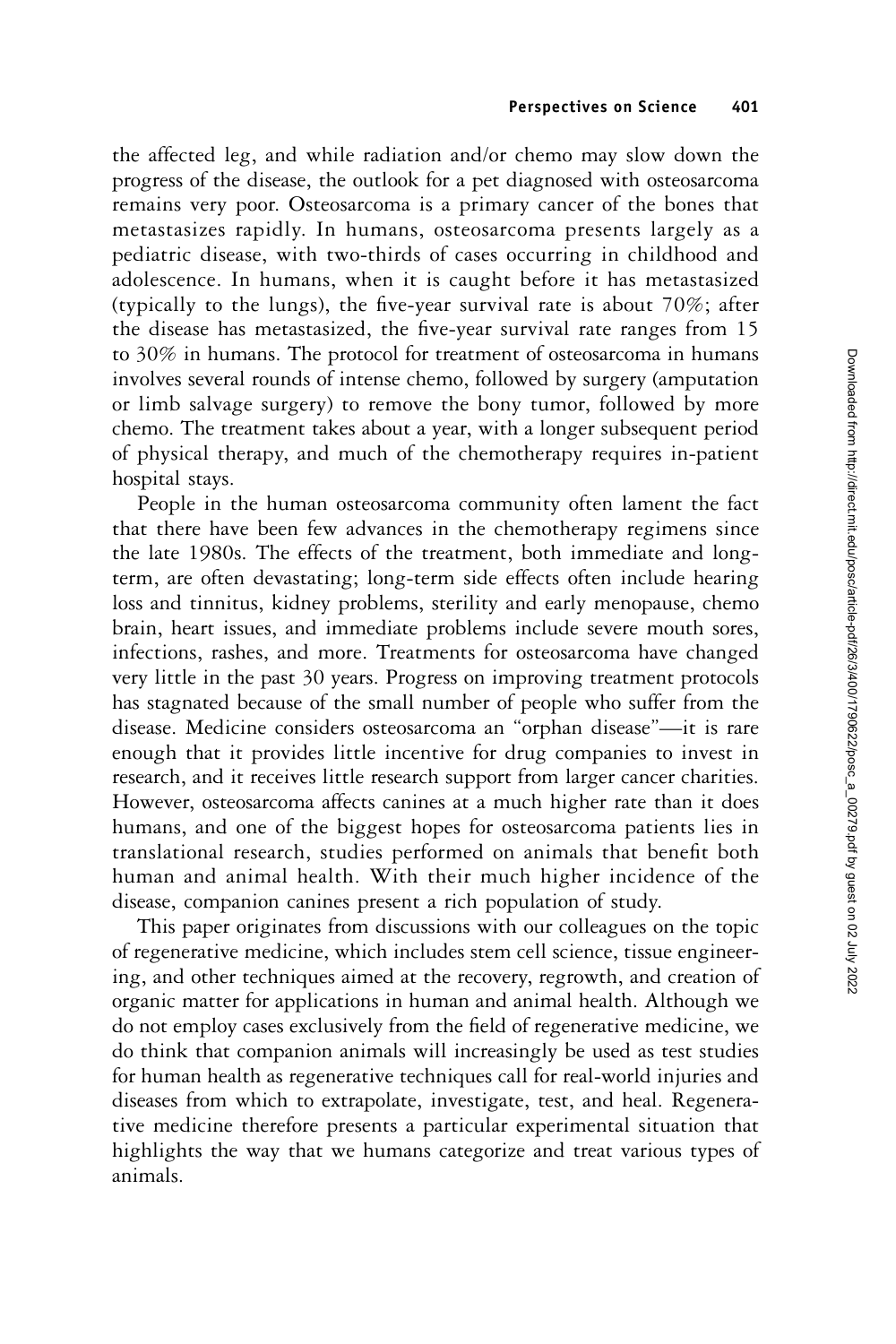the affected leg, and while radiation and/or chemo may slow down the progress of the disease, the outlook for a pet diagnosed with osteosarcoma remains very poor. Osteosarcoma is a primary cancer of the bones that metastasizes rapidly. In humans, osteosarcoma presents largely as a pediatric disease, with two-thirds of cases occurring in childhood and adolescence. In humans, when it is caught before it has metastasized (typically to the lungs), the five-year survival rate is about 70%; after the disease has metastasized, the five-year survival rate ranges from 15 to 30% in humans. The protocol for treatment of osteosarcoma in humans involves several rounds of intense chemo, followed by surgery (amputation or limb salvage surgery) to remove the bony tumor, followed by more chemo. The treatment takes about a year, with a longer subsequent period of physical therapy, and much of the chemotherapy requires in-patient hospital stays.

People in the human osteosarcoma community often lament the fact that there have been few advances in the chemotherapy regimens since the late 1980s. The effects of the treatment, both immediate and long-term, are often devastating; long-term side effects often include hearing loss and tinnitus, kidney problems, sterility and early menopause, chemo brain, heart issues, and immediate problems include severe mouth sores, infections, rashes, and more. Treatments for osteosarcoma have changed very little in the past 30 years. Progress on improving treatment protocols has stagnated because of the small number of people who suffer from the disease. Medicine considers osteosarcoma an "orphan disease"—it is rare enough that it provides little incentive for drug companies to invest in research, and it receives little research support from larger cancer charities. However, osteosarcoma affects canines at a much higher rate than it does humans, and one of the biggest hopes for osteosarcoma patients lies in translational research, studies performed on animals that benefit both human and animal health. With their much higher incidence of the disease, companion canines present a rich population of study.

This paper originates from discussions with our colleagues on the topic of regenerative medicine, which includes stem cell science, tissue engineering, and other techniques aimed at the recovery, regrowth, and creation of organic matter for applications in human and animal health. Although we do not employ cases exclusively from the field of regenerative medicine, we do think that companion animals will increasingly be used as test studies for human health as regenerative techniques call for real-world injuries and diseases from which to extrapolate, investigate, test, and heal. Regenerative medicine therefore presents a particular experimental situation that highlights the way that we humans categorize and treat various types of animals.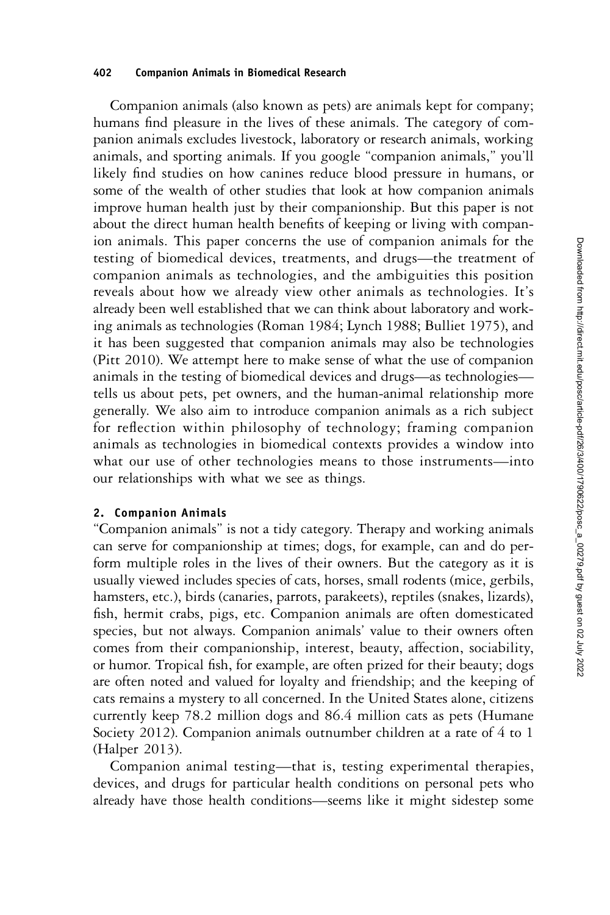Companion animals (also known as pets) are animals kept for company; humans find pleasure in the lives of these animals. The category of companion animals excludes livestock, laboratory or research animals, working animals, and sporting animals. If you google "companion animals," you'll likely find studies on how canines reduce blood pressure in humans, or some of the wealth of other studies that look at how companion animals improve human health just by their companionship. But this paper is not about the direct human health benefits of keeping or living with companion animals. This paper concerns the use of companion animals for the testing of biomedical devices, treatments, and drugs—the treatment of companion animals as technologies, and the ambiguities this position reveals about how we already view other animals as technologies. It's already been well established that we can think about laboratory and working animals as technologies (Roman 1984; Lynch 1988; Bulliet 1975), and it has been suggested that companion animals may also be technologies (Pitt 2010). We attempt here to make sense of what the use of companion animals in the testing of biomedical devices and drugs—as technologies—tells us about pets, pet owners, and the human-animal relationship more generally. We also aim to introduce companion animals as a rich subject for reflection within philosophy of technology; framing companion animals as technologies in biomedical contexts provides a window into what our use of other technologies means to those instruments—into our relationships with what we see as things.

## 2. Companion Animals

"Companion animals" is not a tidy category. Therapy and working animals can serve for companionship at times; dogs, for example, can and do perform multiple roles in the lives of their owners. But the category as it is usually viewed includes species of cats, horses, small rodents (mice, gerbils, hamsters, etc.), birds (canaries, parrots, parakeets), reptiles (snakes, lizards), fish, hermit crabs, pigs, etc. Companion animals are often domesticated species, but not always. Companion animals' value to their owners often comes from their companionship, interest, beauty, affection, sociability, or humor. Tropical fish, for example, are often prized for their beauty; dogs are often noted and valued for loyalty and friendship; and the keeping of cats remains a mystery to all concerned. In the United States alone, citizens currently keep 78.2 million dogs and 86.4 million cats as pets (Humane Society 2012). Companion animals outnumber children at a rate of 4 to 1 (Halper 2013).

Companion animal testing—that is, testing experimental therapies, devices, and drugs for particular health conditions on personal pets who already have those health conditions—seems like it might sidestep some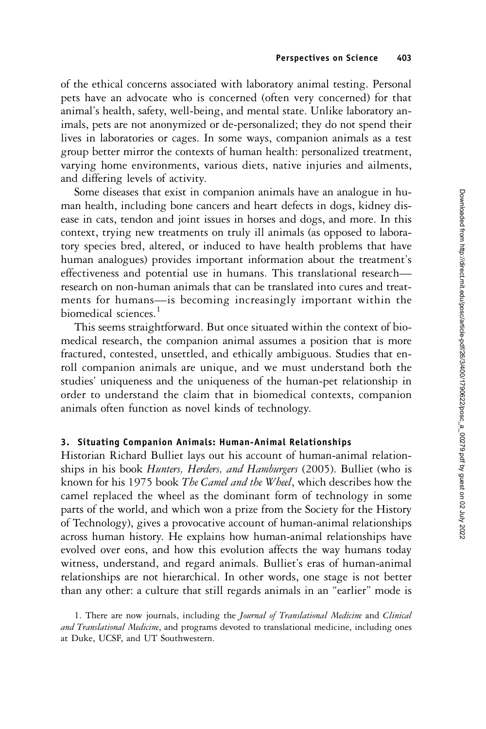of the ethical concerns associated with laboratory animal testing. Personal pets have an advocate who is concerned (often very concerned) for that animal's health, safety, well-being, and mental state. Unlike laboratory animals, pets are not anonymized or de-personalized; they do not spend their lives in laboratories or cages. In some ways, companion animals as a test group better mirror the contexts of human health: personalized treatment, varying home environments, various diets, native injuries and ailments, and differing levels of activity.

Some diseases that exist in companion animals have an analogue in human health, including bone cancers and heart defects in dogs, kidney disease in cats, tendon and joint issues in horses and dogs, and more. In this context, trying new treatments on truly ill animals (as opposed to laboratory species bred, altered, or induced to have health problems that have human analogues) provides important information about the treatment's effectiveness and potential use in humans. This translational research—research on non-human animals that can be translated into cures and treatments for humans—is becoming increasingly important within the biomedical sciences.[1]

This seems straightforward. But once situated within the context of biomedical research, the companion animal assumes a position that is more fractured, contested, unsettled, and ethically ambiguous. Studies that enroll companion animals are unique, and we must understand both the studies' uniqueness and the uniqueness of the human-pet relationship in order to understand the claim that in biomedical contexts, companion animals often function as novel kinds of technology.

## 3. Situating Companion Animals: Human-Animal Relationships

Historian Richard Bulliet lays out his account of human-animal relationships in his book *Hunters, Herders, and Hamburgers* (2005). Bulliet (who is known for his 1975 book *The Camel and the Wheel*, which describes how the camel replaced the wheel as the dominant form of technology in some parts of the world, and which won a prize from the Society for the History of Technology), gives a provocative account of human-animal relationships across human history. He explains how human-animal relationships have evolved over eons, and how this evolution affects the way humans today witness, understand, and regard animals. Bulliet's eras of human-animal relationships are not hierarchical. In other words, one stage is not better than any other: a culture that still regards animals in an "earlier" mode is

1. There are now journals, including the *Journal of Translational Medicine* and *Clinical and Translational Medicine*, and programs devoted to translational medicine, including ones at Duke, UCSF, and UT Southwestern.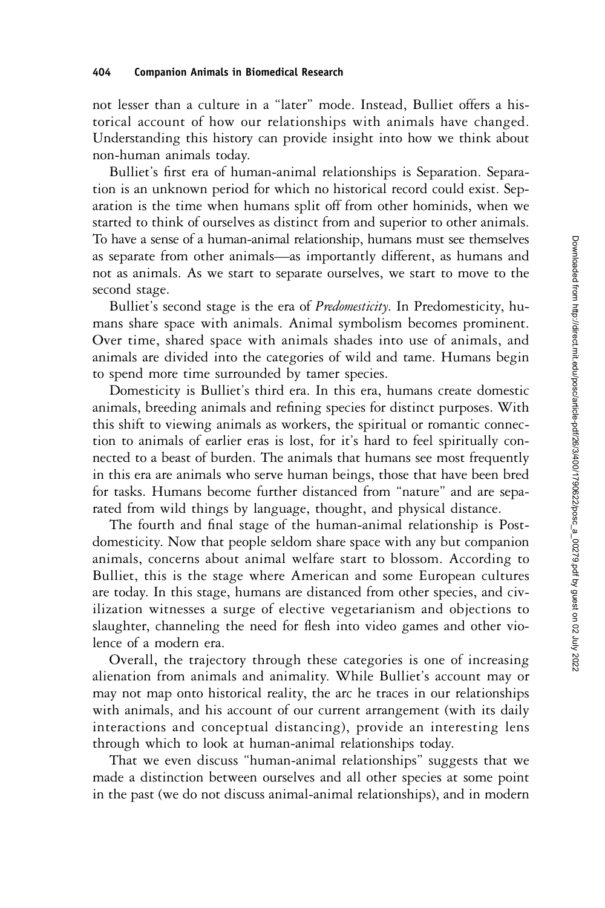not lesser than a culture in a "later" mode. Instead, Bulliet offers a historical account of how our relationships with animals have changed. Understanding this history can provide insight into how we think about non-human animals today.

Bulliet's first era of human-animal relationships is Separation. Separation is an unknown period for which no historical record could exist. Separation is the time when humans split off from other hominids, when we started to think of ourselves as distinct from and superior to other animals. To have a sense of a human-animal relationship, humans must see themselves as separate from other animals—as importantly different, as humans and not as animals. As we start to separate ourselves, we start to move to the second stage.

Bulliet's second stage is the era of *Predomesticity*. In Predomesticity, humans share space with animals. Animal symbolism becomes prominent. Over time, shared space with animals shades into use of animals, and animals are divided into the categories of wild and tame. Humans begin to spend more time surrounded by tamer species.

Domesticity is Bulliet's third era. In this era, humans create domestic animals, breeding animals and refining species for distinct purposes. With this shift to viewing animals as workers, the spiritual or romantic connection to animals of earlier eras is lost, for it's hard to feel spiritually connected to a beast of burden. The animals that humans see most frequently in this era are animals who serve human beings, those that have been bred for tasks. Humans become further distanced from "nature" and are separated from wild things by language, thought, and physical distance.

The fourth and final stage of the human-animal relationship is Postdomesticity. Now that people seldom share space with any but companion animals, concerns about animal welfare start to blossom. According to Bulliet, this is the stage where American and some European cultures are today. In this stage, humans are distanced from other species, and civilization witnesses a surge of elective vegetarianism and objections to slaughter, channeling the need for flesh into video games and other violence of a modern era.

Overall, the trajectory through these categories is one of increasing alienation from animals and animality. While Bulliet's account may or may not map onto historical reality, the arc he traces in our relationships with animals, and his account of our current arrangement (with its daily interactions and conceptual distancing), provide an interesting lens through which to look at human-animal relationships today.

That we even discuss "human-animal relationships" suggests that we made a distinction between ourselves and all other species at some point in the past (we do not discuss animal-animal relationships), and in modern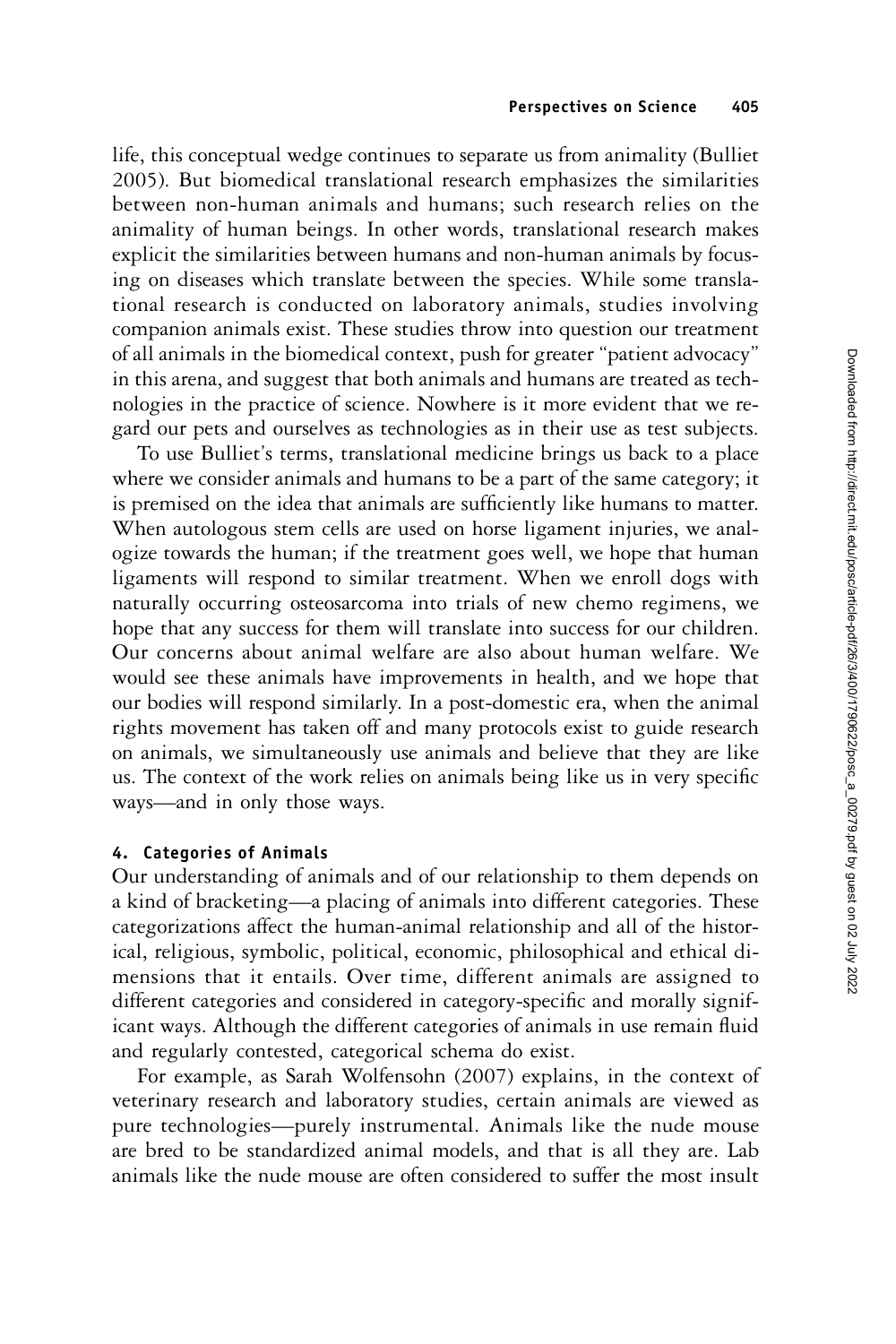life, this conceptual wedge continues to separate us from animality (Bulliet 2005). But biomedical translational research emphasizes the similarities between non-human animals and humans; such research relies on the animality of human beings. In other words, translational research makes explicit the similarities between humans and non-human animals by focusing on diseases which translate between the species. While some translational research is conducted on laboratory animals, studies involving companion animals exist. These studies throw into question our treatment of all animals in the biomedical context, push for greater "patient advocacy" in this arena, and suggest that both animals and humans are treated as technologies in the practice of science. Nowhere is it more evident that we regard our pets and ourselves as technologies as in their use as test subjects.

To use Bulliet's terms, translational medicine brings us back to a place where we consider animals and humans to be a part of the same category; it is premised on the idea that animals are sufficiently like humans to matter. When autologous stem cells are used on horse ligament injuries, we analogize towards the human; if the treatment goes well, we hope that human ligaments will respond to similar treatment. When we enroll dogs with naturally occurring osteosarcoma into trials of new chemo regimens, we hope that any success for them will translate into success for our children. Our concerns about animal welfare are also about human welfare. We would see these animals have improvements in health, and we hope that our bodies will respond similarly. In a post-domestic era, when the animal rights movement has taken off and many protocols exist to guide research on animals, we simultaneously use animals and believe that they are like us. The context of the work relies on animals being like us in very specific ways—and in only those ways.

## 4. Categories of Animals

Our understanding of animals and of our relationship to them depends on a kind of bracketing—a placing of animals into different categories. These categorizations affect the human-animal relationship and all of the historical, religious, symbolic, political, economic, philosophical and ethical dimensions that it entails. Over time, different animals are assigned to different categories and considered in category-specific and morally significant ways. Although the different categories of animals in use remain fluid and regularly contested, categorical schema do exist.

For example, as Sarah Wolfensohn (2007) explains, in the context of veterinary research and laboratory studies, certain animals are viewed as pure technologies—purely instrumental. Animals like the nude mouse are bred to be standardized animal models, and that is all they are. Lab animals like the nude mouse are often considered to suffer the most insult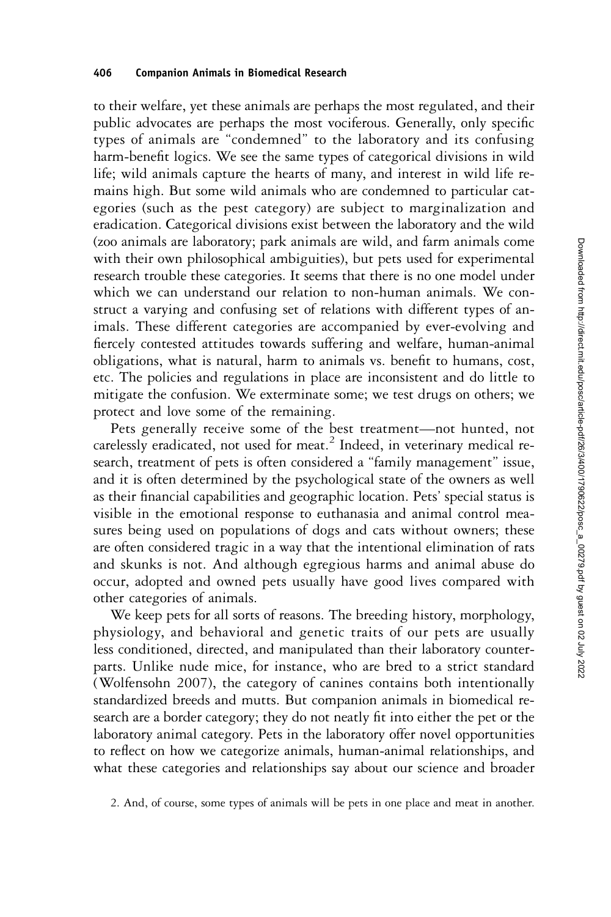to their welfare, yet these animals are perhaps the most regulated, and their public advocates are perhaps the most vociferous. Generally, only specific types of animals are "condemned" to the laboratory and its confusing harm-benefit logics. We see the same types of categorical divisions in wild life; wild animals capture the hearts of many, and interest in wild life remains high. But some wild animals who are condemned to particular categories (such as the pest category) are subject to marginalization and eradication. Categorical divisions exist between the laboratory and the wild (zoo animals are laboratory; park animals are wild, and farm animals come with their own philosophical ambiguities), but pets used for experimental research trouble these categories. It seems that there is no one model under which we can understand our relation to non-human animals. We construct a varying and confusing set of relations with different types of animals. These different categories are accompanied by ever-evolving and fiercely contested attitudes towards suffering and welfare, human-animal obligations, what is natural, harm to animals vs. benefit to humans, cost, etc. The policies and regulations in place are inconsistent and do little to mitigate the confusion. We exterminate some; we test drugs on others; we protect and love some of the remaining.

Pets generally receive some of the best treatment—not hunted, not carelessly eradicated, not used for meat.[2] Indeed, in veterinary medical research, treatment of pets is often considered a "family management" issue, and it is often determined by the psychological state of the owners as well as their financial capabilities and geographic location. Pets' special status is visible in the emotional response to euthanasia and animal control measures being used on populations of dogs and cats without owners; these are often considered tragic in a way that the intentional elimination of rats and skunks is not. And although egregious harms and animal abuse do occur, adopted and owned pets usually have good lives compared with other categories of animals.

We keep pets for all sorts of reasons. The breeding history, morphology, physiology, and behavioral and genetic traits of our pets are usually less conditioned, directed, and manipulated than their laboratory counterparts. Unlike nude mice, for instance, who are bred to a strict standard (Wolfensohn 2007), the category of canines contains both intentionally standardized breeds and mutts. But companion animals in biomedical research are a border category; they do not neatly fit into either the pet or the laboratory animal category. Pets in the laboratory offer novel opportunities to reflect on how we categorize animals, human-animal relationships, and what these categories and relationships say about our science and broader

2. And, of course, some types of animals will be pets in one place and meat in another.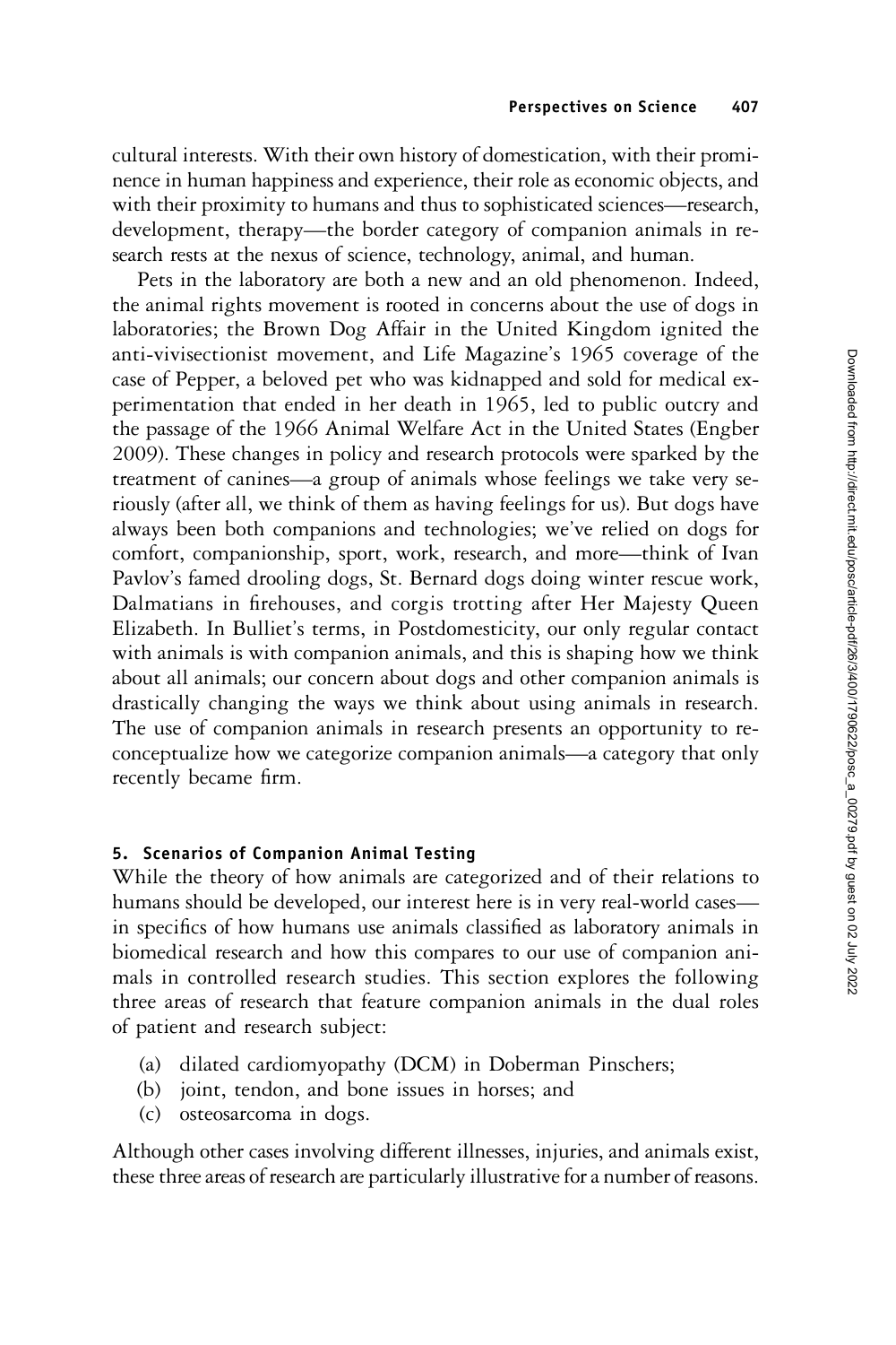cultural interests. With their own history of domestication, with their prominence in human happiness and experience, their role as economic objects, and with their proximity to humans and thus to sophisticated sciences—research, development, therapy—the border category of companion animals in research rests at the nexus of science, technology, animal, and human.

Pets in the laboratory are both a new and an old phenomenon. Indeed, the animal rights movement is rooted in concerns about the use of dogs in laboratories; the Brown Dog Affair in the United Kingdom ignited the anti-vivisectionist movement, and Life Magazine's 1965 coverage of the case of Pepper, a beloved pet who was kidnapped and sold for medical experimentation that ended in her death in 1965, led to public outcry and the passage of the 1966 Animal Welfare Act in the United States (Engber 2009). These changes in policy and research protocols were sparked by the treatment of canines—a group of animals whose feelings we take very seriously (after all, we think of them as having feelings for us). But dogs have always been both companions and technologies; we've relied on dogs for comfort, companionship, sport, work, research, and more—think of Ivan Pavlov's famed drooling dogs, St. Bernard dogs doing winter rescue work, Dalmatians in firehouses, and corgis trotting after Her Majesty Queen Elizabeth. In Bulliet's terms, in Postdomesticity, our only regular contact with animals is with companion animals, and this is shaping how we think about all animals; our concern about dogs and other companion animals is drastically changing the ways we think about using animals in research. The use of companion animals in research presents an opportunity to reconceptualize how we categorize companion animals—a category that only recently became firm.

## 5. Scenarios of Companion Animal Testing

While the theory of how animals are categorized and of their relations to humans should be developed, our interest here is in very real-world cases—in specifics of how humans use animals classified as laboratory animals in biomedical research and how this compares to our use of companion animals in controlled research studies. This section explores the following three areas of research that feature companion animals in the dual roles of patient and research subject:

(a) dilated cardiomyopathy (DCM) in Doberman Pinschers;
(b) joint, tendon, and bone issues in horses; and
(c) osteosarcoma in dogs.

Although other cases involving different illnesses, injuries, and animals exist, these three areas of research are particularly illustrative for a number of reasons.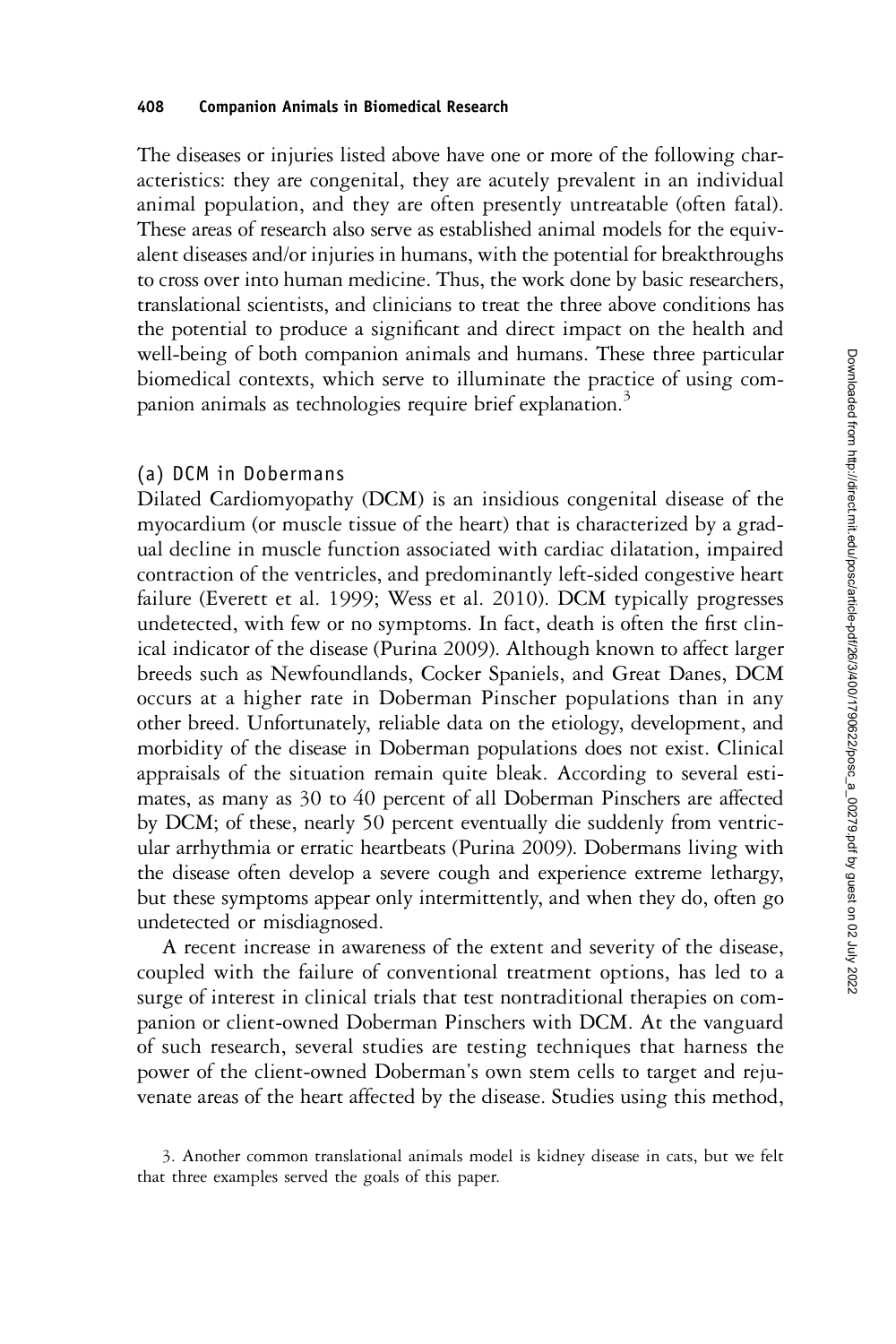The diseases or injuries listed above have one or more of the following characteristics: they are congenital, they are acutely prevalent in an individual animal population, and they are often presently untreatable (often fatal). These areas of research also serve as established animal models for the equivalent diseases and/or injuries in humans, with the potential for breakthroughs to cross over into human medicine. Thus, the work done by basic researchers, translational scientists, and clinicians to treat the three above conditions has the potential to produce a significant and direct impact on the health and well-being of both companion animals and humans. These three particular biomedical contexts, which serve to illuminate the practice of using companion animals as technologies require brief explanation.[3]

## (a) DCM in Dobermans

Dilated Cardiomyopathy (DCM) is an insidious congenital disease of the myocardium (or muscle tissue of the heart) that is characterized by a gradual decline in muscle function associated with cardiac dilatation, impaired contraction of the ventricles, and predominantly left-sided congestive heart failure (Everett et al. 1999; Wess et al. 2010). DCM typically progresses undetected, with few or no symptoms. In fact, death is often the first clinical indicator of the disease (Purina 2009). Although known to affect larger breeds such as Newfoundlands, Cocker Spaniels, and Great Danes, DCM occurs at a higher rate in Doberman Pinscher populations than in any other breed. Unfortunately, reliable data on the etiology, development, and morbidity of the disease in Doberman populations does not exist. Clinical appraisals of the situation remain quite bleak. According to several estimates, as many as 30 to 40 percent of all Doberman Pinschers are affected by DCM; of these, nearly 50 percent eventually die suddenly from ventricular arrhythmia or erratic heartbeats (Purina 2009). Dobermans living with the disease often develop a severe cough and experience extreme lethargy, but these symptoms appear only intermittently, and when they do, often go undetected or misdiagnosed.

A recent increase in awareness of the extent and severity of the disease, coupled with the failure of conventional treatment options, has led to a surge of interest in clinical trials that test nontraditional therapies on companion or client-owned Doberman Pinschers with DCM. At the vanguard of such research, several studies are testing techniques that harness the power of the client-owned Doberman's own stem cells to target and rejuvenate areas of the heart affected by the disease. Studies using this method,

3. Another common translational animals model is kidney disease in cats, but we felt that three examples served the goals of this paper.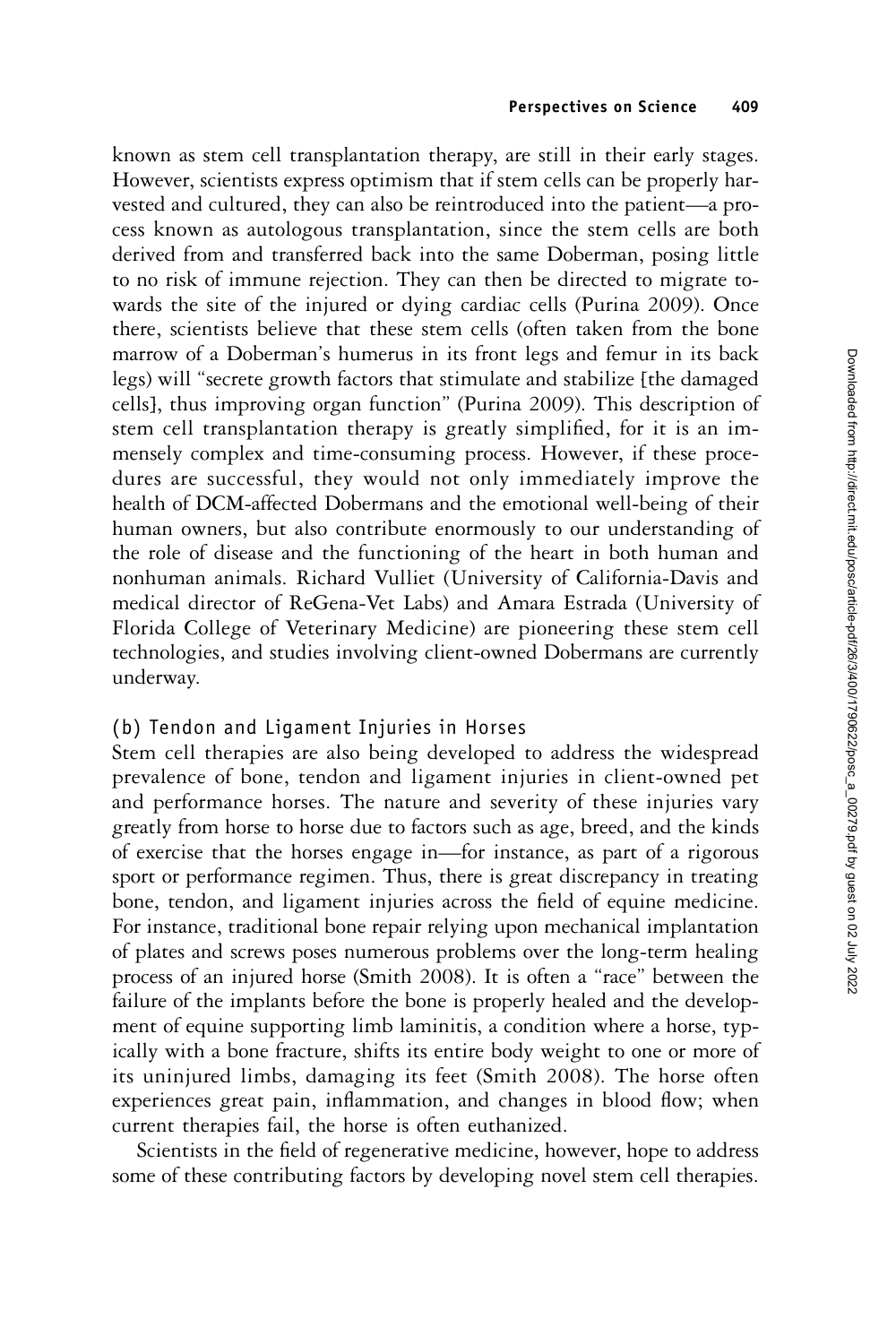known as stem cell transplantation therapy, are still in their early stages. However, scientists express optimism that if stem cells can be properly harvested and cultured, they can also be reintroduced into the patient—a process known as autologous transplantation, since the stem cells are both derived from and transferred back into the same Doberman, posing little to no risk of immune rejection. They can then be directed to migrate towards the site of the injured or dying cardiac cells (Purina 2009). Once there, scientists believe that these stem cells (often taken from the bone marrow of a Doberman's humerus in its front legs and femur in its back legs) will "secrete growth factors that stimulate and stabilize [the damaged cells], thus improving organ function" (Purina 2009). This description of stem cell transplantation therapy is greatly simplified, for it is an immensely complex and time-consuming process. However, if these procedures are successful, they would not only immediately improve the health of DCM-affected Dobermans and the emotional well-being of their human owners, but also contribute enormously to our understanding of the role of disease and the functioning of the heart in both human and nonhuman animals. Richard Vulliet (University of California-Davis and medical director of ReGena-Vet Labs) and Amara Estrada (University of Florida College of Veterinary Medicine) are pioneering these stem cell technologies, and studies involving client-owned Dobermans are currently underway.

### (b) Tendon and Ligament Injuries in Horses

Stem cell therapies are also being developed to address the widespread prevalence of bone, tendon and ligament injuries in client-owned pet and performance horses. The nature and severity of these injuries vary greatly from horse to horse due to factors such as age, breed, and the kinds of exercise that the horses engage in—for instance, as part of a rigorous sport or performance regimen. Thus, there is great discrepancy in treating bone, tendon, and ligament injuries across the field of equine medicine. For instance, traditional bone repair relying upon mechanical implantation of plates and screws poses numerous problems over the long-term healing process of an injured horse (Smith 2008). It is often a "race" between the failure of the implants before the bone is properly healed and the development of equine supporting limb laminitis, a condition where a horse, typically with a bone fracture, shifts its entire body weight to one or more of its uninjured limbs, damaging its feet (Smith 2008). The horse often experiences great pain, inflammation, and changes in blood flow; when current therapies fail, the horse is often euthanized.

Scientists in the field of regenerative medicine, however, hope to address some of these contributing factors by developing novel stem cell therapies.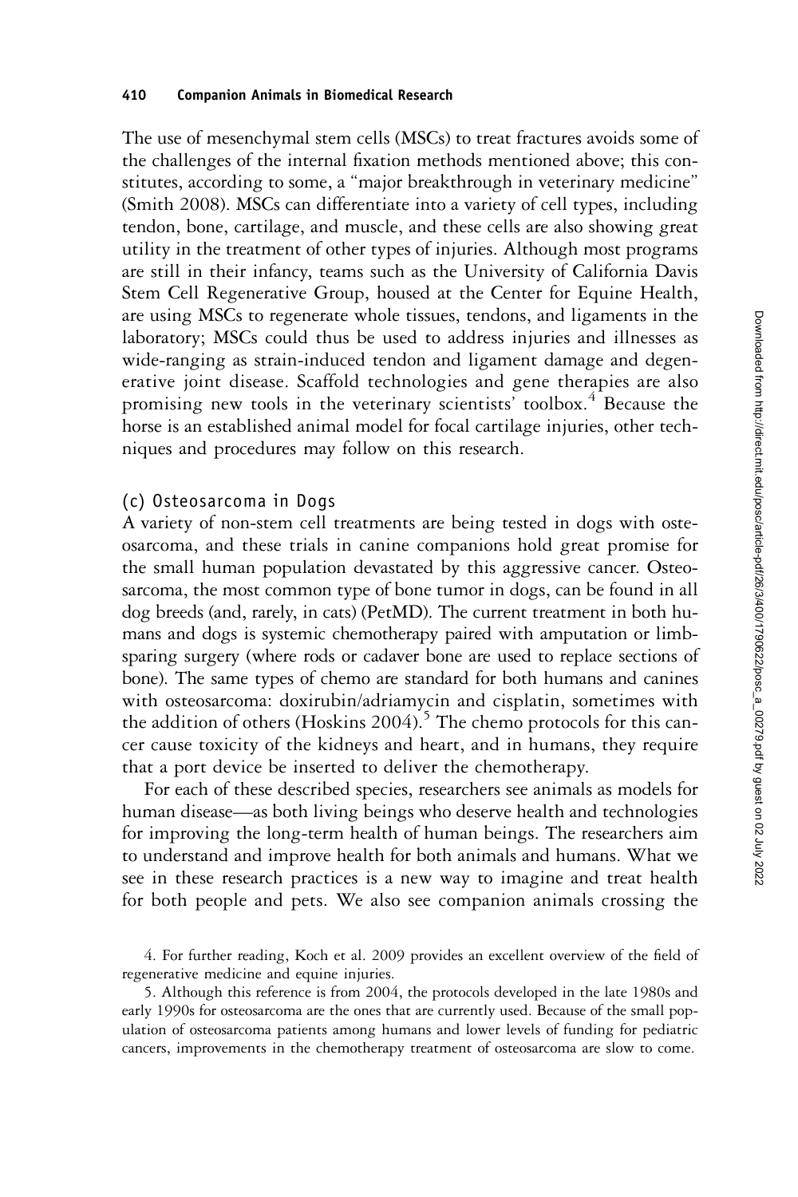The use of mesenchymal stem cells (MSCs) to treat fractures avoids some of the challenges of the internal fixation methods mentioned above; this constitutes, according to some, a "major breakthrough in veterinary medicine" (Smith 2008). MSCs can differentiate into a variety of cell types, including tendon, bone, cartilage, and muscle, and these cells are also showing great utility in the treatment of other types of injuries. Although most programs are still in their infancy, teams such as the University of California Davis Stem Cell Regenerative Group, housed at the Center for Equine Health, are using MSCs to regenerate whole tissues, tendons, and ligaments in the laboratory; MSCs could thus be used to address injuries and illnesses as wide-ranging as strain-induced tendon and ligament damage and degenerative joint disease. Scaffold technologies and gene therapies are also promising new tools in the veterinary scientists' toolbox.[4] Because the horse is an established animal model for focal cartilage injuries, other techniques and procedures may follow on this research.

### (c) Osteosarcoma in Dogs

A variety of non-stem cell treatments are being tested in dogs with osteosarcoma, and these trials in canine companions hold great promise for the small human population devastated by this aggressive cancer. Osteosarcoma, the most common type of bone tumor in dogs, can be found in all dog breeds (and, rarely, in cats) (PetMD). The current treatment in both humans and dogs is systemic chemotherapy paired with amputation or limb-sparing surgery (where rods or cadaver bone are used to replace sections of bone). The same types of chemo are standard for both humans and canines with osteosarcoma: doxirubin/adriamycin and cisplatin, sometimes with the addition of others (Hoskins 2004).[5] The chemo protocols for this cancer cause toxicity of the kidneys and heart, and in humans, they require that a port device be inserted to deliver the chemotherapy.

For each of these described species, researchers see animals as models for human disease—as both living beings who deserve health and technologies for improving the long-term health of human beings. The researchers aim to understand and improve health for both animals and humans. What we see in these research practices is a new way to imagine and treat health for both people and pets. We also see companion animals crossing the

4. For further reading, Koch et al. 2009 provides an excellent overview of the field of regenerative medicine and equine injuries.

5. Although this reference is from 2004, the protocols developed in the late 1980s and early 1990s for osteosarcoma are the ones that are currently used. Because of the small population of osteosarcoma patients among humans and lower levels of funding for pediatric cancers, improvements in the chemotherapy treatment of osteosarcoma are slow to come.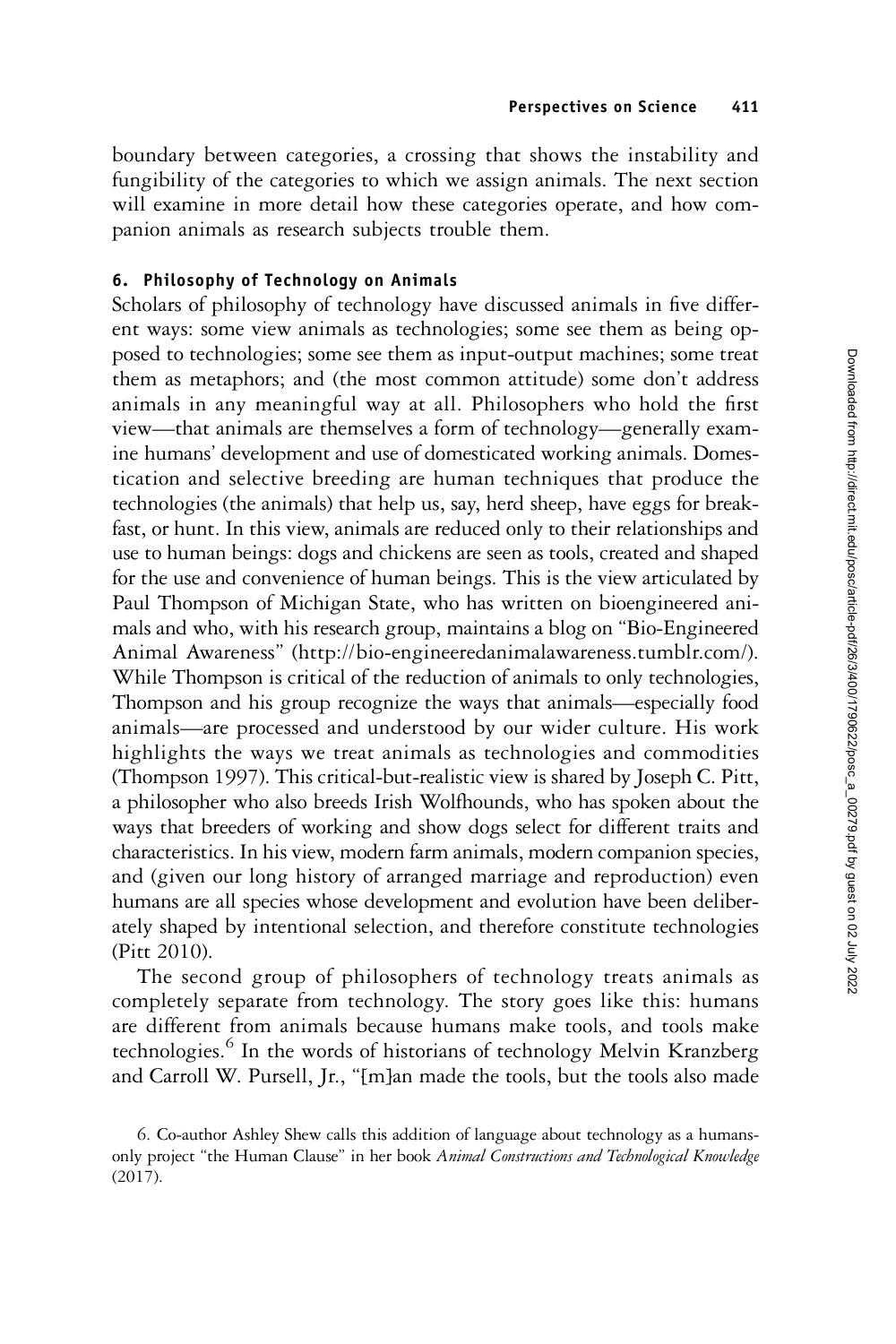boundary between categories, a crossing that shows the instability and fungibility of the categories to which we assign animals. The next section will examine in more detail how these categories operate, and how companion animals as research subjects trouble them.

## 6. Philosophy of Technology on Animals

Scholars of philosophy of technology have discussed animals in five different ways: some view animals as technologies; some see them as being opposed to technologies; some see them as input-output machines; some treat them as metaphors; and (the most common attitude) some don't address animals in any meaningful way at all. Philosophers who hold the first view—that animals are themselves a form of technology—generally examine humans' development and use of domesticated working animals. Domestication and selective breeding are human techniques that produce the technologies (the animals) that help us, say, herd sheep, have eggs for breakfast, or hunt. In this view, animals are reduced only to their relationships and use to human beings: dogs and chickens are seen as tools, created and shaped for the use and convenience of human beings. This is the view articulated by Paul Thompson of Michigan State, who has written on bioengineered animals and who, with his research group, maintains a blog on "Bio-Engineered Animal Awareness" (http://bio-engineeredanimalawareness.tumblr.com/). While Thompson is critical of the reduction of animals to only technologies, Thompson and his group recognize the ways that animals—especially food animals—are processed and understood by our wider culture. His work highlights the ways we treat animals as technologies and commodities (Thompson 1997). This critical-but-realistic view is shared by Joseph C. Pitt, a philosopher who also breeds Irish Wolfhounds, who has spoken about the ways that breeders of working and show dogs select for different traits and characteristics. In his view, modern farm animals, modern companion species, and (given our long history of arranged marriage and reproduction) even humans are all species whose development and evolution have been deliberately shaped by intentional selection, and therefore constitute technologies (Pitt 2010).

The second group of philosophers of technology treats animals as completely separate from technology. The story goes like this: humans are different from animals because humans make tools, and tools make technologies.[6] In the words of historians of technology Melvin Kranzberg and Carroll W. Pursell, Jr., "[m]an made the tools, but the tools also made

6. Co-author Ashley Shew calls this addition of language about technology as a humans-only project "the Human Clause" in her book *Animal Constructions and Technological Knowledge* (2017).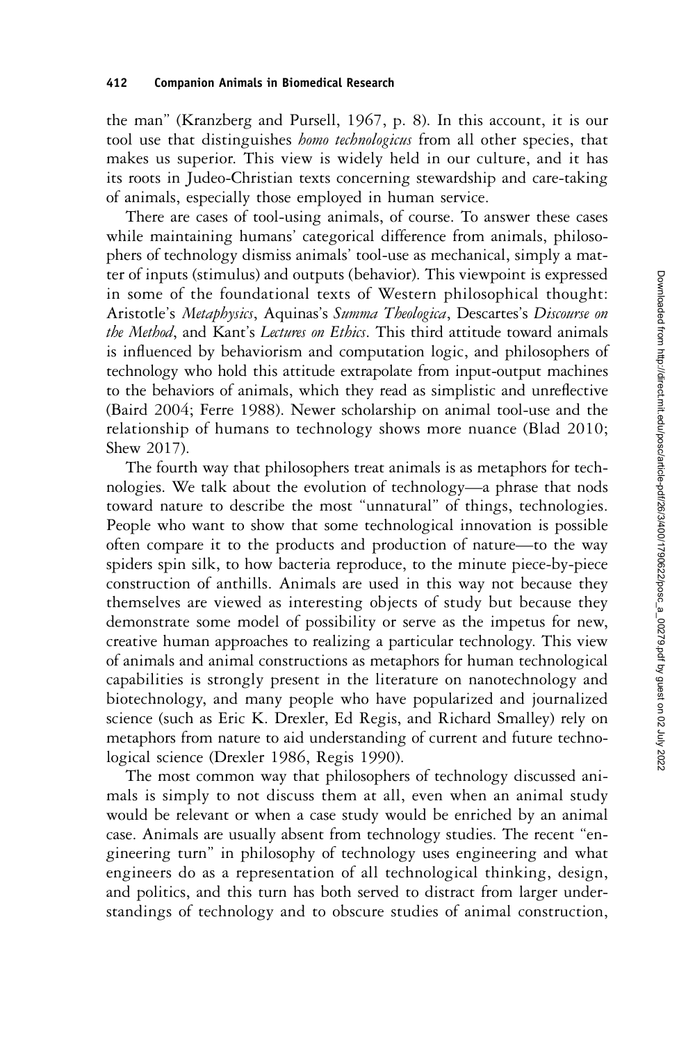the man" (Kranzberg and Pursell, 1967, p. 8). In this account, it is our tool use that distinguishes *homo technologicus* from all other species, that makes us superior. This view is widely held in our culture, and it has its roots in Judeo-Christian texts concerning stewardship and care-taking of animals, especially those employed in human service.

There are cases of tool-using animals, of course. To answer these cases while maintaining humans' categorical difference from animals, philosophers of technology dismiss animals' tool-use as mechanical, simply a matter of inputs (stimulus) and outputs (behavior). This viewpoint is expressed in some of the foundational texts of Western philosophical thought: Aristotle's *Metaphysics*, Aquinas's *Summa Theologica*, Descartes's *Discourse on the Method*, and Kant's *Lectures on Ethics*. This third attitude toward animals is influenced by behaviorism and computation logic, and philosophers of technology who hold this attitude extrapolate from input-output machines to the behaviors of animals, which they read as simplistic and unreflective (Baird 2004; Ferre 1988). Newer scholarship on animal tool-use and the relationship of humans to technology shows more nuance (Blad 2010; Shew 2017).

The fourth way that philosophers treat animals is as metaphors for technologies. We talk about the evolution of technology—a phrase that nods toward nature to describe the most "unnatural" of things, technologies. People who want to show that some technological innovation is possible often compare it to the products and production of nature—to the way spiders spin silk, to how bacteria reproduce, to the minute piece-by-piece construction of anthills. Animals are used in this way not because they themselves are viewed as interesting objects of study but because they demonstrate some model of possibility or serve as the impetus for new, creative human approaches to realizing a particular technology. This view of animals and animal constructions as metaphors for human technological capabilities is strongly present in the literature on nanotechnology and biotechnology, and many people who have popularized and journalized science (such as Eric K. Drexler, Ed Regis, and Richard Smalley) rely on metaphors from nature to aid understanding of current and future technological science (Drexler 1986, Regis 1990).

The most common way that philosophers of technology discussed animals is simply to not discuss them at all, even when an animal study would be relevant or when a case study would be enriched by an animal case. Animals are usually absent from technology studies. The recent "engineering turn" in philosophy of technology uses engineering and what engineers do as a representation of all technological thinking, design, and politics, and this turn has both served to distract from larger understandings of technology and to obscure studies of animal construction,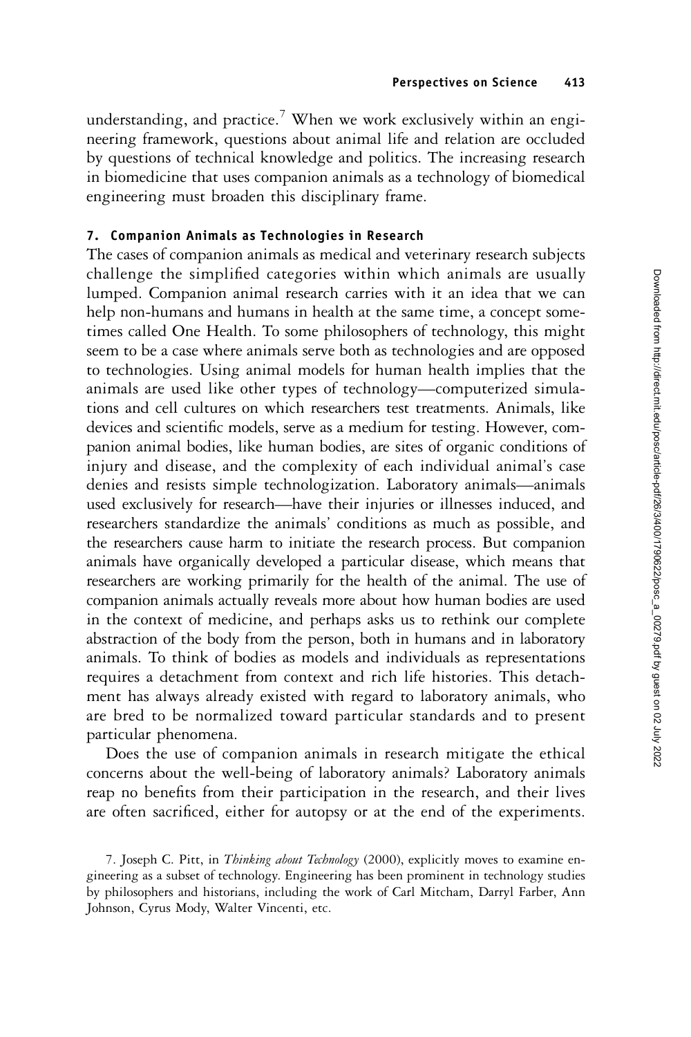understanding, and practice.[7] When we work exclusively within an engineering framework, questions about animal life and relation are occluded by questions of technical knowledge and politics. The increasing research in biomedicine that uses companion animals as a technology of biomedical engineering must broaden this disciplinary frame.

## 7. Companion Animals as Technologies in Research

The cases of companion animals as medical and veterinary research subjects challenge the simplified categories within which animals are usually lumped. Companion animal research carries with it an idea that we can help non-humans and humans in health at the same time, a concept sometimes called One Health. To some philosophers of technology, this might seem to be a case where animals serve both as technologies and are opposed to technologies. Using animal models for human health implies that the animals are used like other types of technology—computerized simulations and cell cultures on which researchers test treatments. Animals, like devices and scientific models, serve as a medium for testing. However, companion animal bodies, like human bodies, are sites of organic conditions of injury and disease, and the complexity of each individual animal's case denies and resists simple technologization. Laboratory animals—animals used exclusively for research—have their injuries or illnesses induced, and researchers standardize the animals' conditions as much as possible, and the researchers cause harm to initiate the research process. But companion animals have organically developed a particular disease, which means that researchers are working primarily for the health of the animal. The use of companion animals actually reveals more about how human bodies are used in the context of medicine, and perhaps asks us to rethink our complete abstraction of the body from the person, both in humans and in laboratory animals. To think of bodies as models and individuals as representations requires a detachment from context and rich life histories. This detachment has always already existed with regard to laboratory animals, who are bred to be normalized toward particular standards and to present particular phenomena.

Does the use of companion animals in research mitigate the ethical concerns about the well-being of laboratory animals? Laboratory animals reap no benefits from their participation in the research, and their lives are often sacrificed, either for autopsy or at the end of the experiments.

7. Joseph C. Pitt, in *Thinking about Technology* (2000), explicitly moves to examine engineering as a subset of technology. Engineering has been prominent in technology studies by philosophers and historians, including the work of Carl Mitcham, Darryl Farber, Ann Johnson, Cyrus Mody, Walter Vincenti, etc.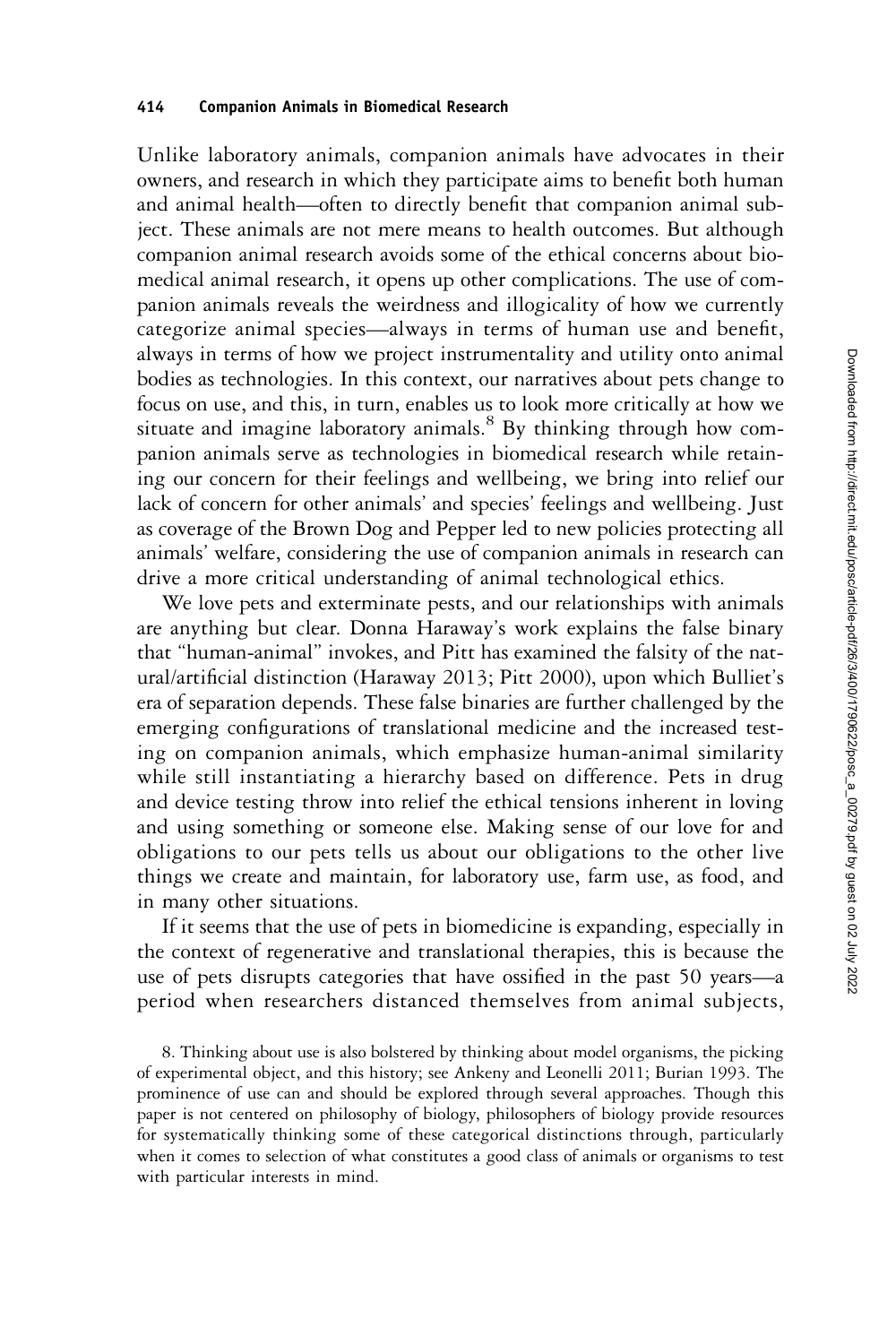Unlike laboratory animals, companion animals have advocates in their owners, and research in which they participate aims to benefit both human and animal health—often to directly benefit that companion animal subject. These animals are not mere means to health outcomes. But although companion animal research avoids some of the ethical concerns about biomedical animal research, it opens up other complications. The use of companion animals reveals the weirdness and illogicality of how we currently categorize animal species—always in terms of human use and benefit, always in terms of how we project instrumentality and utility onto animal bodies as technologies. In this context, our narratives about pets change to focus on use, and this, in turn, enables us to look more critically at how we situate and imagine laboratory animals.[8] By thinking through how companion animals serve as technologies in biomedical research while retaining our concern for their feelings and wellbeing, we bring into relief our lack of concern for other animals' and species' feelings and wellbeing. Just as coverage of the Brown Dog and Pepper led to new policies protecting all animals' welfare, considering the use of companion animals in research can drive a more critical understanding of animal technological ethics.

We love pets and exterminate pests, and our relationships with animals are anything but clear. Donna Haraway's work explains the false binary that "human-animal" invokes, and Pitt has examined the falsity of the natural/artificial distinction (Haraway 2013; Pitt 2000), upon which Bulliet's era of separation depends. These false binaries are further challenged by the emerging configurations of translational medicine and the increased testing on companion animals, which emphasize human-animal similarity while still instantiating a hierarchy based on difference. Pets in drug and device testing throw into relief the ethical tensions inherent in loving and using something or someone else. Making sense of our love for and obligations to our pets tells us about our obligations to the other live things we create and maintain, for laboratory use, farm use, as food, and in many other situations.

If it seems that the use of pets in biomedicine is expanding, especially in the context of regenerative and translational therapies, this is because the use of pets disrupts categories that have ossified in the past 50 years—a period when researchers distanced themselves from animal subjects,

8. Thinking about use is also bolstered by thinking about model organisms, the picking of experimental object, and this history; see Ankeny and Leonelli 2011; Burian 1993. The prominence of use can and should be explored through several approaches. Though this paper is not centered on philosophy of biology, philosophers of biology provide resources for systematically thinking some of these categorical distinctions through, particularly when it comes to selection of what constitutes a good class of animals or organisms to test with particular interests in mind.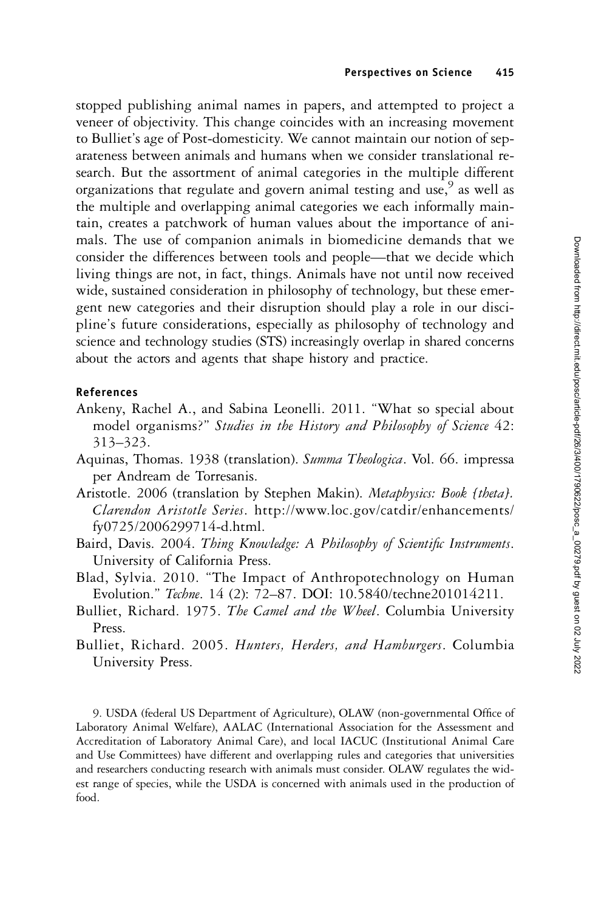stopped publishing animal names in papers, and attempted to project a veneer of objectivity. This change coincides with an increasing movement to Bulliet's age of Post-domesticity. We cannot maintain our notion of separateness between animals and humans when we consider translational research. But the assortment of animal categories in the multiple different organizations that regulate and govern animal testing and use,[9] as well as the multiple and overlapping animal categories we each informally maintain, creates a patchwork of human values about the importance of animals. The use of companion animals in biomedicine demands that we consider the differences between tools and people—that we decide which living things are not, in fact, things. Animals have not until now received wide, sustained consideration in philosophy of technology, but these emergent new categories and their disruption should play a role in our discipline's future considerations, especially as philosophy of technology and science and technology studies (STS) increasingly overlap in shared concerns about the actors and agents that shape history and practice.

## References

Ankeny, Rachel A., and Sabina Leonelli. 2011. "What so special about model organisms?" *Studies in the History and Philosophy of Science* 42: 313–323.

Aquinas, Thomas. 1938 (translation). *Summa Theologica*. Vol. 66. impressa per Andream de Torresanis.

Aristotle. 2006 (translation by Stephen Makin). *Metaphysics: Book {theta}. Clarendon Aristotle Series*. http://www.loc.gov/catdir/enhancements/fy0725/2006299714-d.html.

Baird, Davis. 2004. *Thing Knowledge: A Philosophy of Scientific Instruments*. University of California Press.

Blad, Sylvia. 2010. "The Impact of Anthropotechnology on Human Evolution." *Techne*. 14 (2): 72–87. DOI: 10.5840/techne201014211.

Bulliet, Richard. 1975. *The Camel and the Wheel*. Columbia University Press.

Bulliet, Richard. 2005. *Hunters, Herders, and Hamburgers*. Columbia University Press.

9. USDA (federal US Department of Agriculture), OLAW (non-governmental Office of Laboratory Animal Welfare), AALAC (International Association for the Assessment and Accreditation of Laboratory Animal Care), and local IACUC (Institutional Animal Care and Use Committees) have different and overlapping rules and categories that universities and researchers conducting research with animals must consider. OLAW regulates the widest range of species, while the USDA is concerned with animals used in the production of food.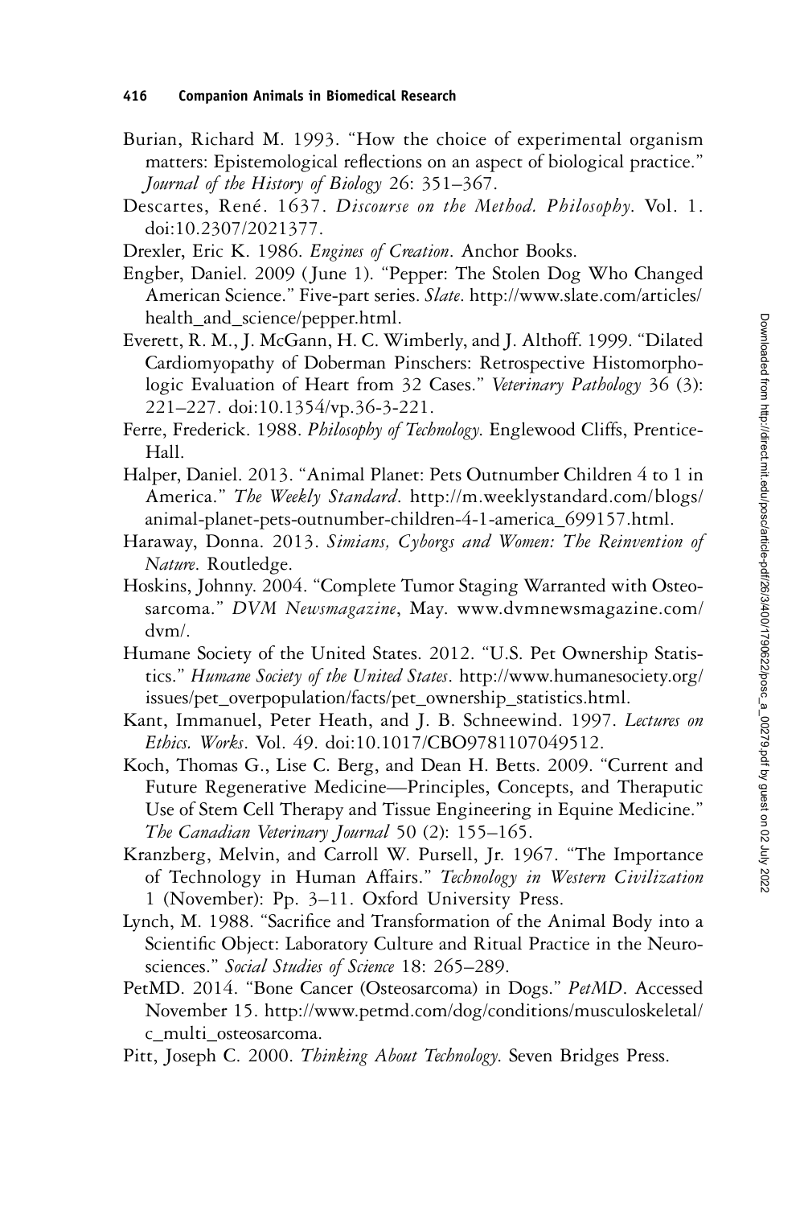Burian, Richard M. 1993. "How the choice of experimental organism matters: Epistemological reflections on an aspect of biological practice." *Journal of the History of Biology* 26: 351–367.

Descartes, René. 1637. *Discourse on the Method. Philosophy*. Vol. 1. doi:10.2307/2021377.

Drexler, Eric K. 1986. *Engines of Creation*. Anchor Books.

Engber, Daniel. 2009 (June 1). "Pepper: The Stolen Dog Who Changed American Science." Five-part series. *Slate*. http://www.slate.com/articles/health_and_science/pepper.html.

Everett, R. M., J. McGann, H. C. Wimberly, and J. Althoff. 1999. "Dilated Cardiomyopathy of Doberman Pinschers: Retrospective Histomorphologic Evaluation of Heart from 32 Cases." *Veterinary Pathology* 36 (3): 221–227. doi:10.1354/vp.36-3-221.

Ferre, Frederick. 1988. *Philosophy of Technology*. Englewood Cliffs, Prentice-Hall.

Halper, Daniel. 2013. "Animal Planet: Pets Outnumber Children 4 to 1 in America." *The Weekly Standard*. http://m.weeklystandard.com/blogs/animal-planet-pets-outnumber-children-4-1-america_699157.html.

Haraway, Donna. 2013. *Simians, Cyborgs and Women: The Reinvention of Nature*. Routledge.

Hoskins, Johnny. 2004. "Complete Tumor Staging Warranted with Osteosarcoma." *DVM Newsmagazine*, May. www.dvmnewsmagazine.com/dvm/.

Humane Society of the United States. 2012. "U.S. Pet Ownership Statistics." *Humane Society of the United States*. http://www.humanesociety.org/issues/pet_overpopulation/facts/pet_ownership_statistics.html.

Kant, Immanuel, Peter Heath, and J. B. Schneewind. 1997. *Lectures on Ethics. Works*. Vol. 49. doi:10.1017/CBO9781107049512.

Koch, Thomas G., Lise C. Berg, and Dean H. Betts. 2009. "Current and Future Regenerative Medicine—Principles, Concepts, and Theraputic Use of Stem Cell Therapy and Tissue Engineering in Equine Medicine." *The Canadian Veterinary Journal* 50 (2): 155–165.

Kranzberg, Melvin, and Carroll W. Pursell, Jr. 1967. "The Importance of Technology in Human Affairs." *Technology in Western Civilization* 1 (November): Pp. 3–11. Oxford University Press.

Lynch, M. 1988. "Sacrifice and Transformation of the Animal Body into a Scientific Object: Laboratory Culture and Ritual Practice in the Neurosciences." *Social Studies of Science* 18: 265–289.

PetMD. 2014. "Bone Cancer (Osteosarcoma) in Dogs." *PetMD*. Accessed November 15. http://www.petmd.com/dog/conditions/musculoskeletal/c_multi_osteosarcoma.

Pitt, Joseph C. 2000. *Thinking About Technology*. Seven Bridges Press.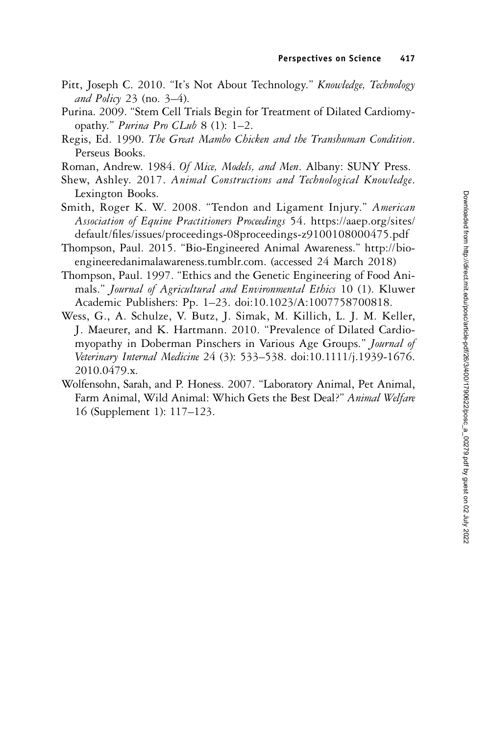Pitt, Joseph C. 2010. "It's Not About Technology." *Knowledge, Technology and Policy* 23 (no. 3–4).

Purina. 2009. "Stem Cell Trials Begin for Treatment of Dilated Cardiomyopathy." *Purina Pro CLub* 8 (1): 1–2.

Regis, Ed. 1990. *The Great Mambo Chicken and the Transhuman Condition*. Perseus Books.

Roman, Andrew. 1984. *Of Mice, Models, and Men*. Albany: SUNY Press.

Shew, Ashley. 2017. *Animal Constructions and Technological Knowledge*. Lexington Books.

Smith, Roger K. W. 2008. "Tendon and Ligament Injury." *American Association of Equine Practitioners Proceedings* 54. https://aaep.org/sites/default/files/issues/proceedings-08proceedings-z9100108000475.pdf

Thompson, Paul. 2015. "Bio-Engineered Animal Awareness." http://bioengineeredanimalawareness.tumblr.com. (accessed 24 March 2018)

Thompson, Paul. 1997. "Ethics and the Genetic Engineering of Food Animals." *Journal of Agricultural and Environmental Ethics* 10 (1). Kluwer Academic Publishers: Pp. 1–23. doi:10.1023/A:1007758700818.

Wess, G., A. Schulze, V. Butz, J. Simak, M. Killich, L. J. M. Keller, J. Maeurer, and K. Hartmann. 2010. "Prevalence of Dilated Cardiomyopathy in Doberman Pinschers in Various Age Groups." *Journal of Veterinary Internal Medicine* 24 (3): 533–538. doi:10.1111/j.1939-1676.2010.0479.x.

Wolfensohn, Sarah, and P. Honess. 2007. "Laboratory Animal, Pet Animal, Farm Animal, Wild Animal: Which Gets the Best Deal?" *Animal Welfare* 16 (Supplement 1): 117–123.